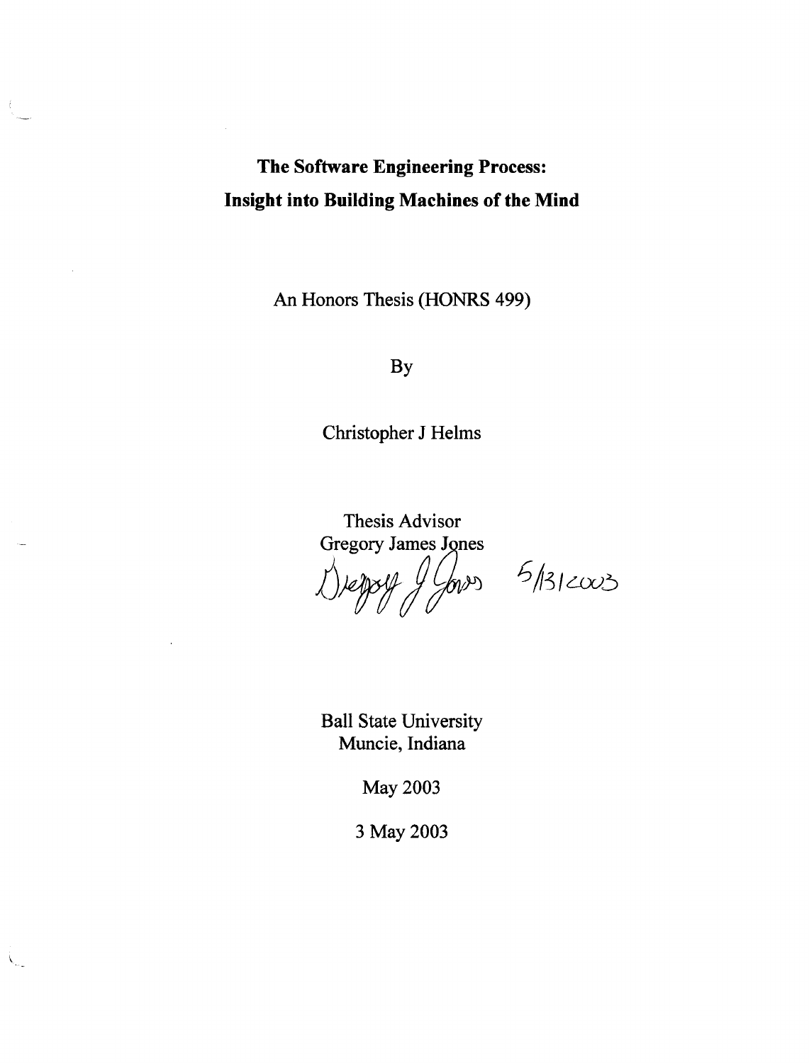# The Software Engineering Process: Insight into Building Machines of the Mind

An Honors Thesis (HONRS 499)

By

Christopher J Helms

Thesis Advisor
Gregory James Jones

Gregory J Jones 5/13/2003

Ball State University
Muncie, Indiana

May 2003

3 May 2003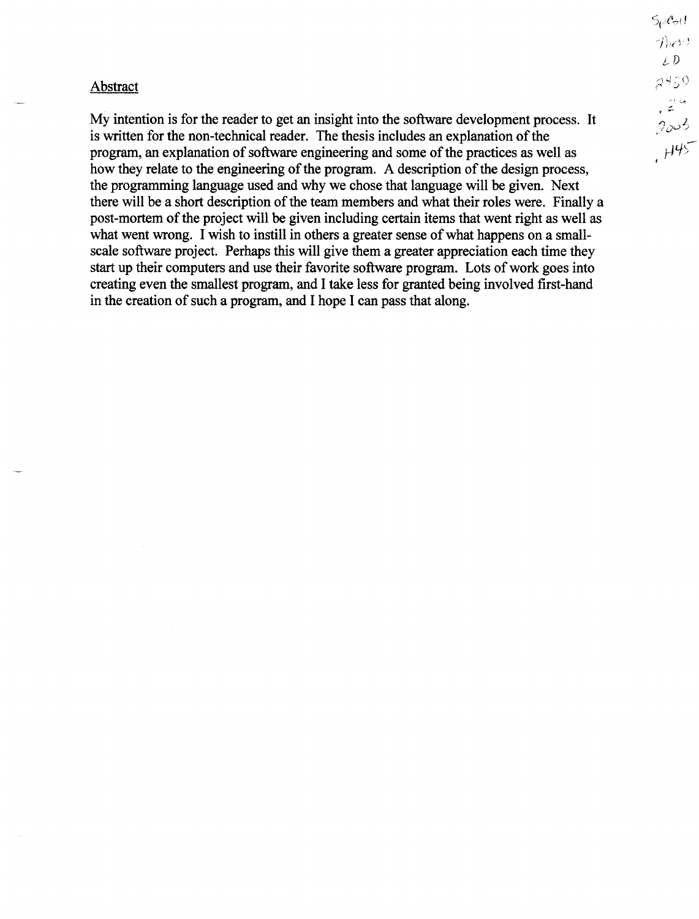## Abstract

My intention is for the reader to get an insight into the software development process. It is written for the non-technical reader. The thesis includes an explanation of the program, an explanation of software engineering and some of the practices as well as how they relate to the engineering of the program. A description of the design process, the programming language used and why we chose that language will be given. Next there will be a short description of the team members and what their roles were. Finally a post-mortem of the project will be given including certain items that went right as well as what went wrong. I wish to instill in others a greater sense of what happens on a small-scale software project. Perhaps this will give them a greater appreciation each time they start up their computers and use their favorite software program. Lots of work goes into creating even the smallest program, and I take less for granted being involved first-hand in the creation of such a program, and I hope I can pass that along.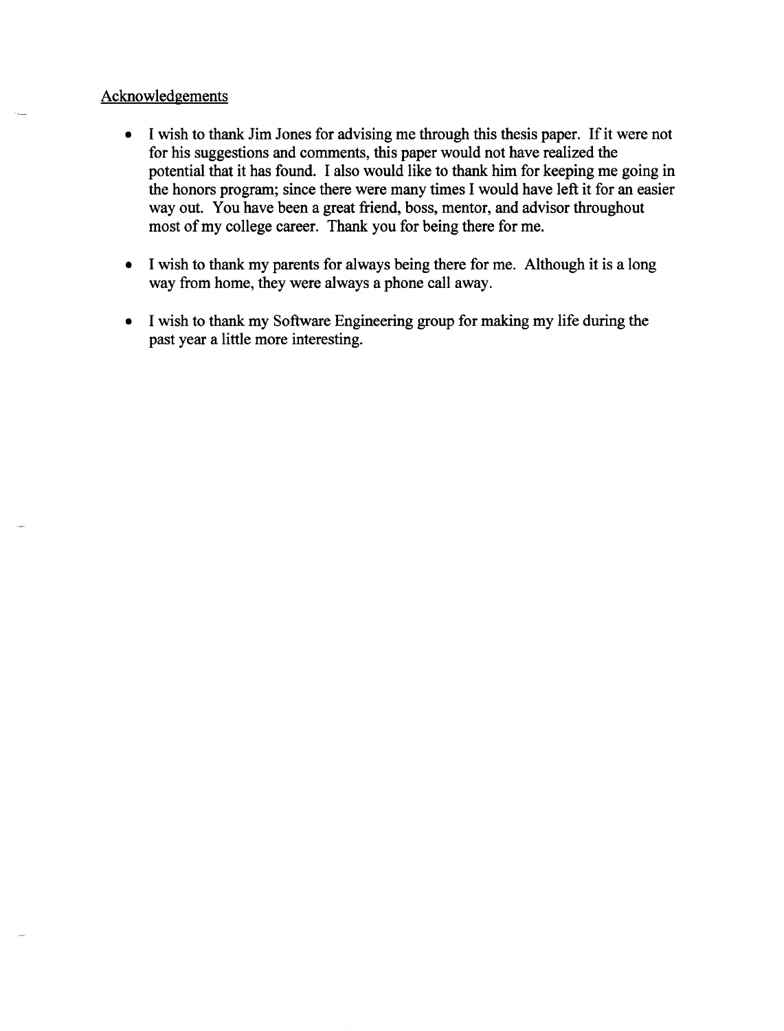## Acknowledgements

- I wish to thank Jim Jones for advising me through this thesis paper. If it were not for his suggestions and comments, this paper would not have realized the potential that it has found. I also would like to thank him for keeping me going in the honors program; since there were many times I would have left it for an easier way out. You have been a great friend, boss, mentor, and advisor throughout most of my college career. Thank you for being there for me.

- I wish to thank my parents for always being there for me. Although it is a long way from home, they were always a phone call away.

- I wish to thank my Software Engineering group for making my life during the past year a little more interesting.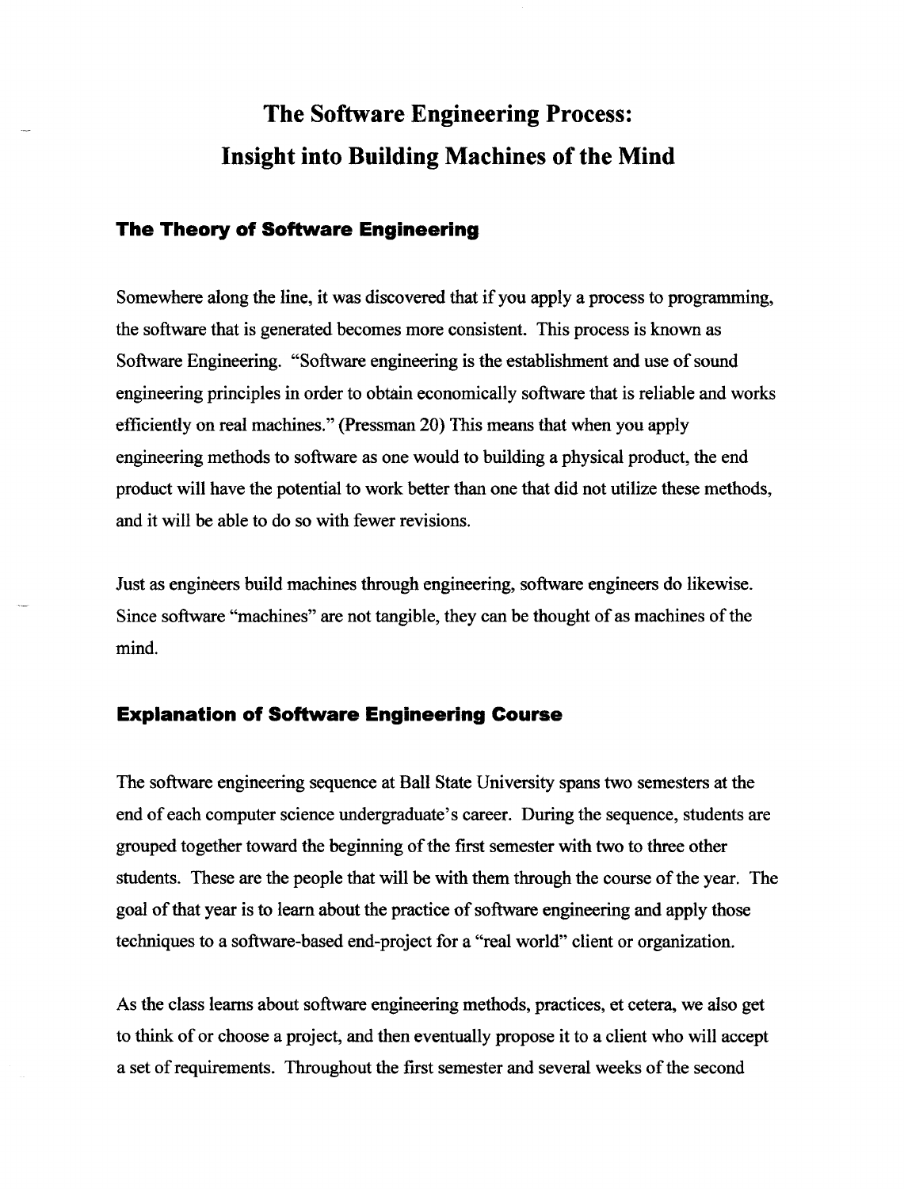# The Software Engineering Process: Insight into Building Machines of the Mind

## The Theory of Software Engineering

Somewhere along the line, it was discovered that if you apply a process to programming, the software that is generated becomes more consistent. This process is known as Software Engineering. "Software engineering is the establishment and use of sound engineering principles in order to obtain economically software that is reliable and works efficiently on real machines." (Pressman 20) This means that when you apply engineering methods to software as one would to building a physical product, the end product will have the potential to work better than one that did not utilize these methods, and it will be able to do so with fewer revisions.

Just as engineers build machines through engineering, software engineers do likewise. Since software "machines" are not tangible, they can be thought of as machines of the mind.

## Explanation of Software Engineering Course

The software engineering sequence at Ball State University spans two semesters at the end of each computer science undergraduate's career. During the sequence, students are grouped together toward the beginning of the first semester with two to three other students. These are the people that will be with them through the course of the year. The goal of that year is to learn about the practice of software engineering and apply those techniques to a software-based end-project for a "real world" client or organization.

As the class learns about software engineering methods, practices, et cetera, we also get to think of or choose a project, and then eventually propose it to a client who will accept a set of requirements. Throughout the first semester and several weeks of the second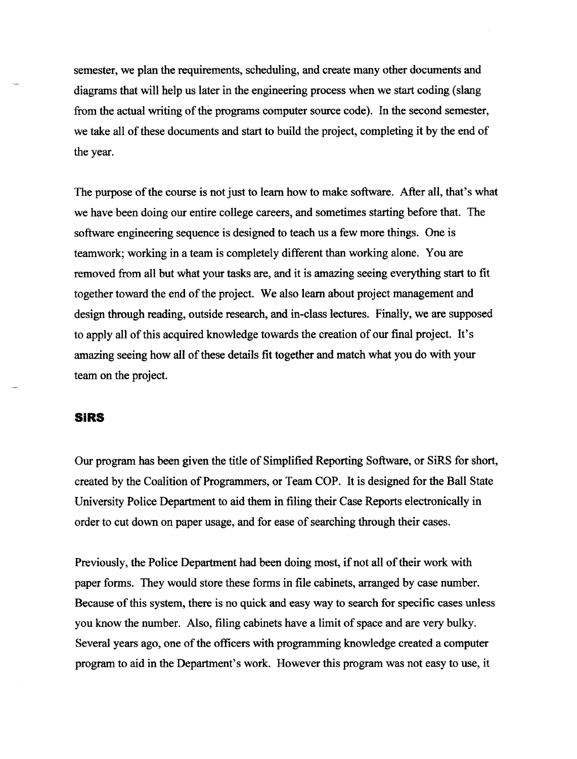semester, we plan the requirements, scheduling, and create many other documents and diagrams that will help us later in the engineering process when we start coding (slang from the actual writing of the programs computer source code). In the second semester, we take all of these documents and start to build the project, completing it by the end of the year.

The purpose of the course is not just to learn how to make software. After all, that's what we have been doing our entire college careers, and sometimes starting before that. The software engineering sequence is designed to teach us a few more things. One is teamwork; working in a team is completely different than working alone. You are removed from all but what your tasks are, and it is amazing seeing everything start to fit together toward the end of the project. We also learn about project management and design through reading, outside research, and in-class lectures. Finally, we are supposed to apply all of this acquired knowledge towards the creation of our final project. It's amazing seeing how all of these details fit together and match what you do with your team on the project.

## SiRS

Our program has been given the title of Simplified Reporting Software, or SiRS for short, created by the Coalition of Programmers, or Team COP. It is designed for the Ball State University Police Department to aid them in filing their Case Reports electronically in order to cut down on paper usage, and for ease of searching through their cases.

Previously, the Police Department had been doing most, if not all of their work with paper forms. They would store these forms in file cabinets, arranged by case number. Because of this system, there is no quick and easy way to search for specific cases unless you know the number. Also, filing cabinets have a limit of space and are very bulky. Several years ago, one of the officers with programming knowledge created a computer program to aid in the Department's work. However this program was not easy to use, it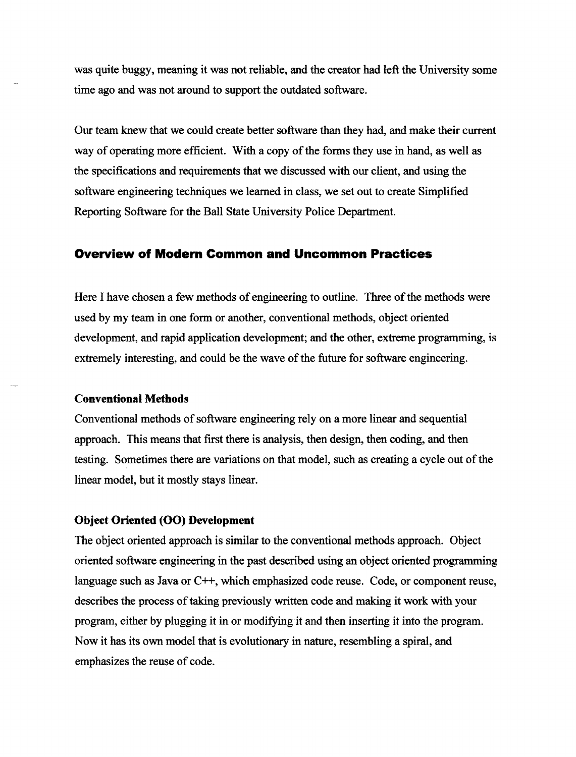was quite buggy, meaning it was not reliable, and the creator had left the University some time ago and was not around to support the outdated software.

Our team knew that we could create better software than they had, and make their current way of operating more efficient. With a copy of the forms they use in hand, as well as the specifications and requirements that we discussed with our client, and using the software engineering techniques we learned in class, we set out to create Simplified Reporting Software for the Ball State University Police Department.

## Overview of Modern Common and Uncommon Practices

Here I have chosen a few methods of engineering to outline. Three of the methods were used by my team in one form or another, conventional methods, object oriented development, and rapid application development; and the other, extreme programming, is extremely interesting, and could be the wave of the future for software engineering.

### Conventional Methods

Conventional methods of software engineering rely on a more linear and sequential approach. This means that first there is analysis, then design, then coding, and then testing. Sometimes there are variations on that model, such as creating a cycle out of the linear model, but it mostly stays linear.

### Object Oriented (OO) Development

The object oriented approach is similar to the conventional methods approach. Object oriented software engineering in the past described using an object oriented programming language such as Java or C++, which emphasized code reuse. Code, or component reuse, describes the process of taking previously written code and making it work with your program, either by plugging it in or modifying it and then inserting it into the program. Now it has its own model that is evolutionary in nature, resembling a spiral, and emphasizes the reuse of code.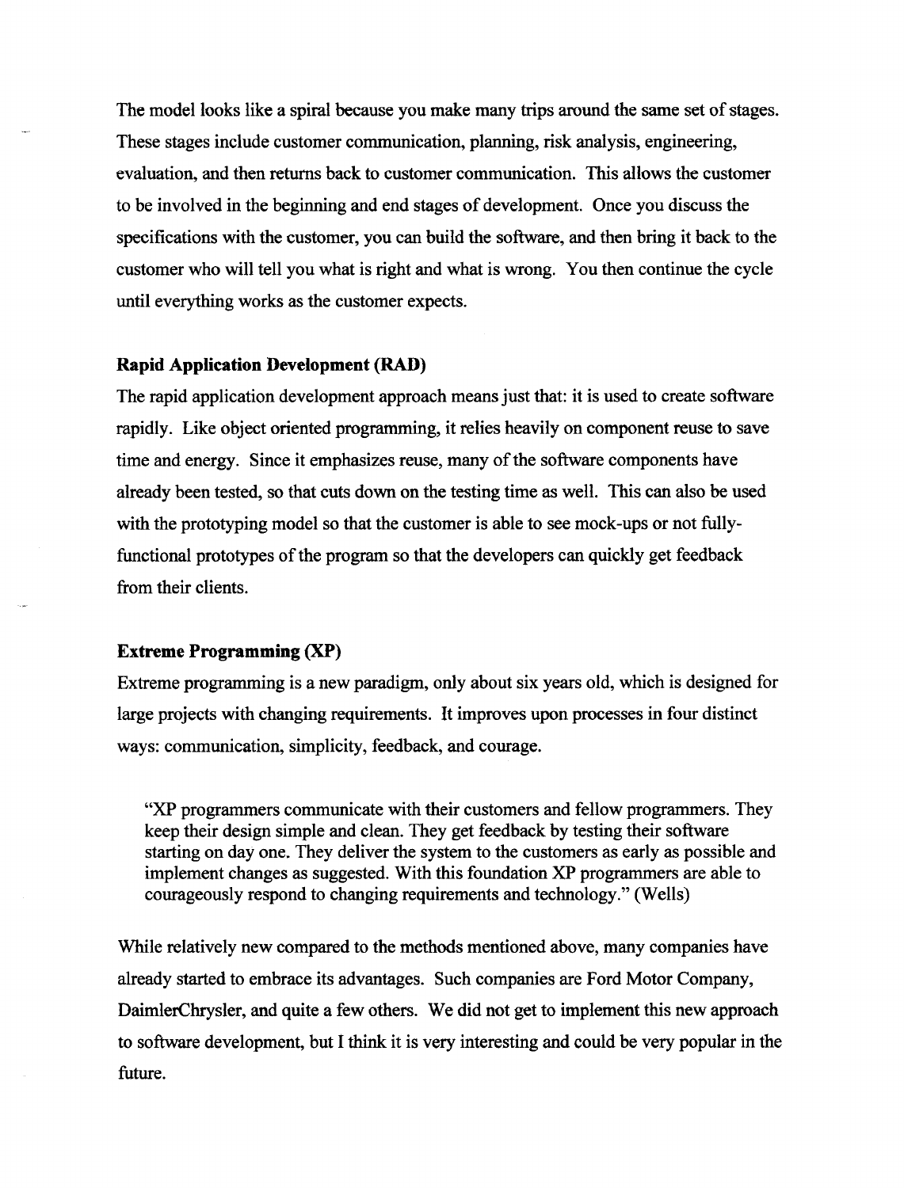The model looks like a spiral because you make many trips around the same set of stages. These stages include customer communication, planning, risk analysis, engineering, evaluation, and then returns back to customer communication. This allows the customer to be involved in the beginning and end stages of development. Once you discuss the specifications with the customer, you can build the software, and then bring it back to the customer who will tell you what is right and what is wrong. You then continue the cycle until everything works as the customer expects.

### Rapid Application Development (RAD)

The rapid application development approach means just that: it is used to create software rapidly. Like object oriented programming, it relies heavily on component reuse to save time and energy. Since it emphasizes reuse, many of the software components have already been tested, so that cuts down on the testing time as well. This can also be used with the prototyping model so that the customer is able to see mock-ups or not fully-functional prototypes of the program so that the developers can quickly get feedback from their clients.

### Extreme Programming (XP)

Extreme programming is a new paradigm, only about six years old, which is designed for large projects with changing requirements. It improves upon processes in four distinct ways: communication, simplicity, feedback, and courage.

> "XP programmers communicate with their customers and fellow programmers. They keep their design simple and clean. They get feedback by testing their software starting on day one. They deliver the system to the customers as early as possible and implement changes as suggested. With this foundation XP programmers are able to courageously respond to changing requirements and technology." (Wells)

While relatively new compared to the methods mentioned above, many companies have already started to embrace its advantages. Such companies are Ford Motor Company, DaimlerChrysler, and quite a few others. We did not get to implement this new approach to software development, but I think it is very interesting and could be very popular in the future.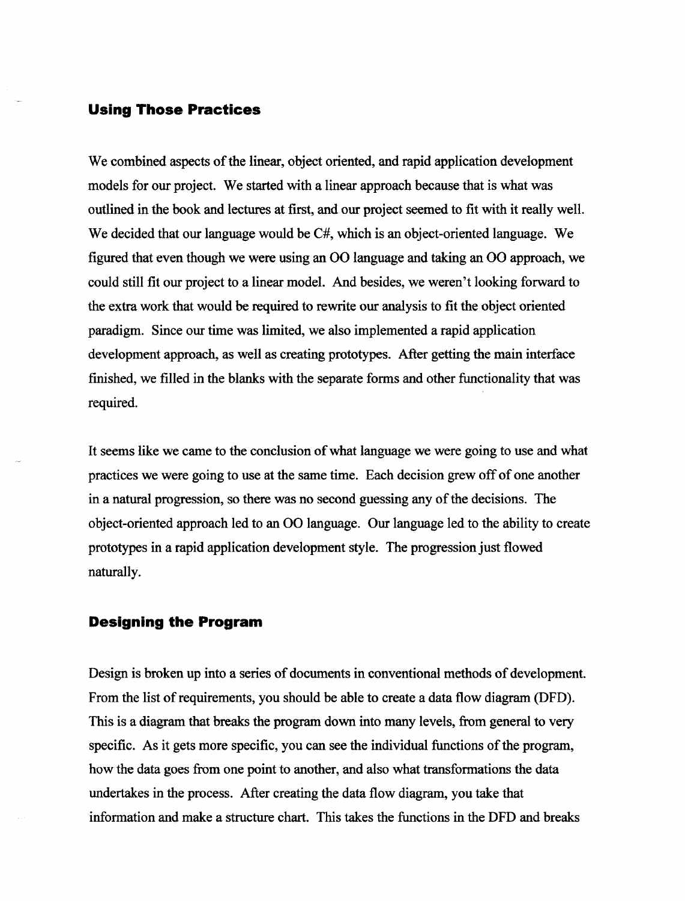## Using Those Practices

We combined aspects of the linear, object oriented, and rapid application development models for our project. We started with a linear approach because that is what was outlined in the book and lectures at first, and our project seemed to fit with it really well. We decided that our language would be C#, which is an object-oriented language. We figured that even though we were using an OO language and taking an OO approach, we could still fit our project to a linear model. And besides, we weren't looking forward to the extra work that would be required to rewrite our analysis to fit the object oriented paradigm. Since our time was limited, we also implemented a rapid application development approach, as well as creating prototypes. After getting the main interface finished, we filled in the blanks with the separate forms and other functionality that was required.

It seems like we came to the conclusion of what language we were going to use and what practices we were going to use at the same time. Each decision grew off of one another in a natural progression, so there was no second guessing any of the decisions. The object-oriented approach led to an OO language. Our language led to the ability to create prototypes in a rapid application development style. The progression just flowed naturally.

## Designing the Program

Design is broken up into a series of documents in conventional methods of development. From the list of requirements, you should be able to create a data flow diagram (DFD). This is a diagram that breaks the program down into many levels, from general to very specific. As it gets more specific, you can see the individual functions of the program, how the data goes from one point to another, and also what transformations the data undertakes in the process. After creating the data flow diagram, you take that information and make a structure chart. This takes the functions in the DFD and breaks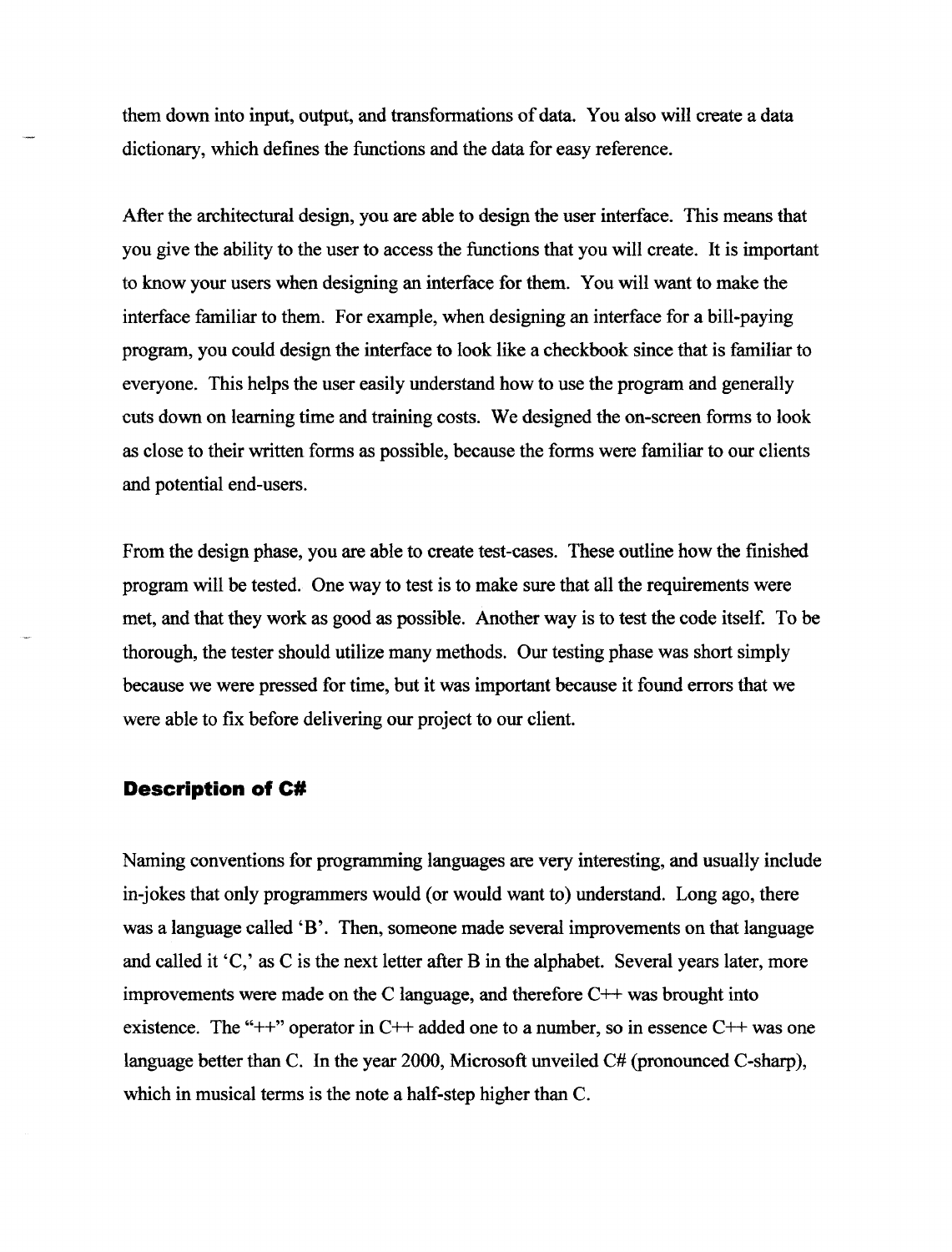them down into input, output, and transformations of data. You also will create a data dictionary, which defines the functions and the data for easy reference.

After the architectural design, you are able to design the user interface. This means that you give the ability to the user to access the functions that you will create. It is important to know your users when designing an interface for them. You will want to make the interface familiar to them. For example, when designing an interface for a bill-paying program, you could design the interface to look like a checkbook since that is familiar to everyone. This helps the user easily understand how to use the program and generally cuts down on learning time and training costs. We designed the on-screen forms to look as close to their written forms as possible, because the forms were familiar to our clients and potential end-users.

From the design phase, you are able to create test-cases. These outline how the finished program will be tested. One way to test is to make sure that all the requirements were met, and that they work as good as possible. Another way is to test the code itself. To be thorough, the tester should utilize many methods. Our testing phase was short simply because we were pressed for time, but it was important because it found errors that we were able to fix before delivering our project to our client.

## Description of C#

Naming conventions for programming languages are very interesting, and usually include in-jokes that only programmers would (or would want to) understand. Long ago, there was a language called 'B'. Then, someone made several improvements on that language and called it 'C,' as C is the next letter after B in the alphabet. Several years later, more improvements were made on the C language, and therefore C++ was brought into existence. The "++" operator in C++ added one to a number, so in essence C++ was one language better than C. In the year 2000, Microsoft unveiled C# (pronounced C-sharp), which in musical terms is the note a half-step higher than C.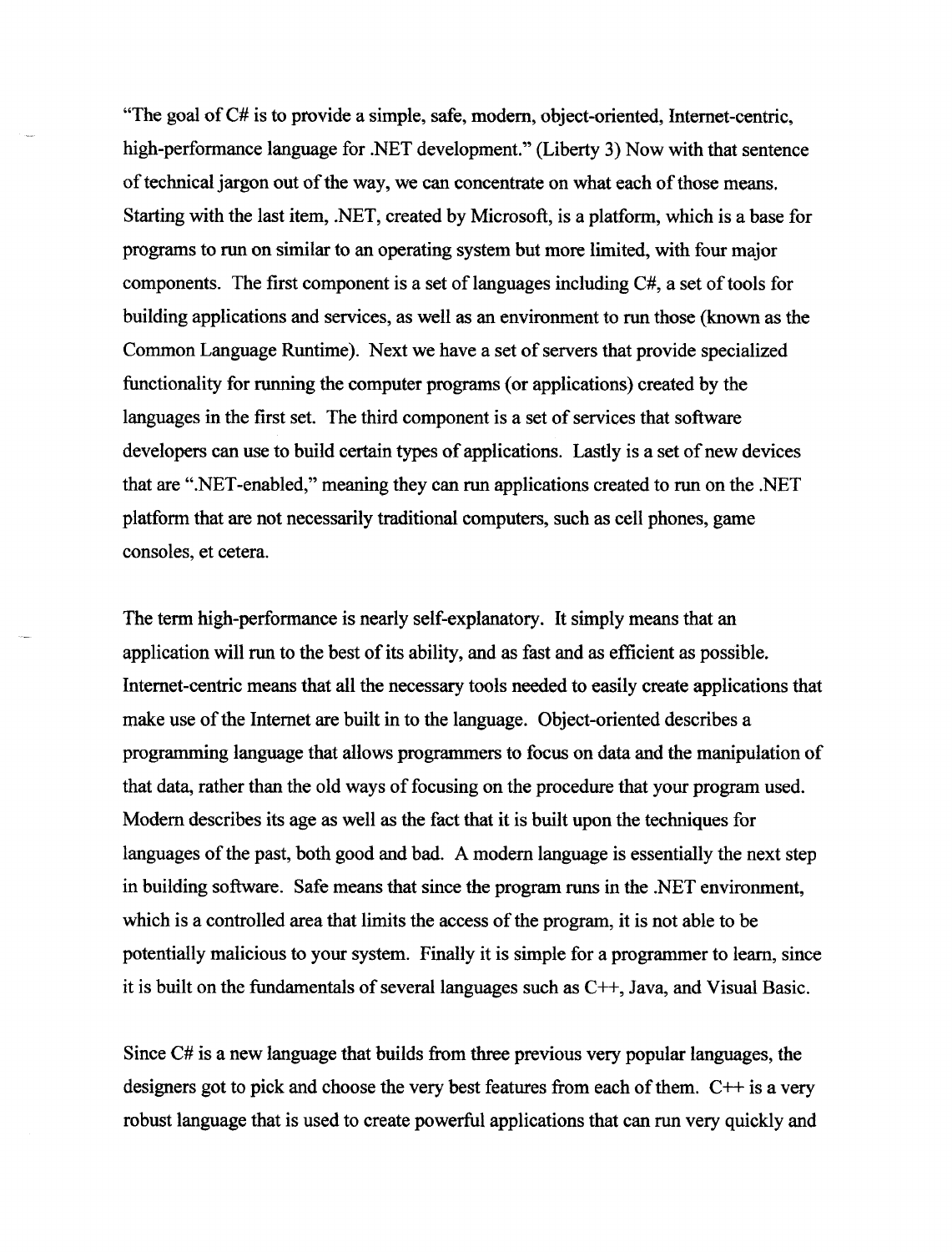"The goal of C# is to provide a simple, safe, modern, object-oriented, Internet-centric, high-performance language for .NET development." (Liberty 3) Now with that sentence of technical jargon out of the way, we can concentrate on what each of those means. Starting with the last item, .NET, created by Microsoft, is a platform, which is a base for programs to run on similar to an operating system but more limited, with four major components. The first component is a set of languages including C#, a set of tools for building applications and services, as well as an environment to run those (known as the Common Language Runtime). Next we have a set of servers that provide specialized functionality for running the computer programs (or applications) created by the languages in the first set. The third component is a set of services that software developers can use to build certain types of applications. Lastly is a set of new devices that are ".NET-enabled," meaning they can run applications created to run on the .NET platform that are not necessarily traditional computers, such as cell phones, game consoles, et cetera.

The term high-performance is nearly self-explanatory. It simply means that an application will run to the best of its ability, and as fast and as efficient as possible. Internet-centric means that all the necessary tools needed to easily create applications that make use of the Internet are built in to the language. Object-oriented describes a programming language that allows programmers to focus on data and the manipulation of that data, rather than the old ways of focusing on the procedure that your program used. Modern describes its age as well as the fact that it is built upon the techniques for languages of the past, both good and bad. A modern language is essentially the next step in building software. Safe means that since the program runs in the .NET environment, which is a controlled area that limits the access of the program, it is not able to be potentially malicious to your system. Finally it is simple for a programmer to learn, since it is built on the fundamentals of several languages such as C++, Java, and Visual Basic.

Since C# is a new language that builds from three previous very popular languages, the designers got to pick and choose the very best features from each of them. C++ is a very robust language that is used to create powerful applications that can run very quickly and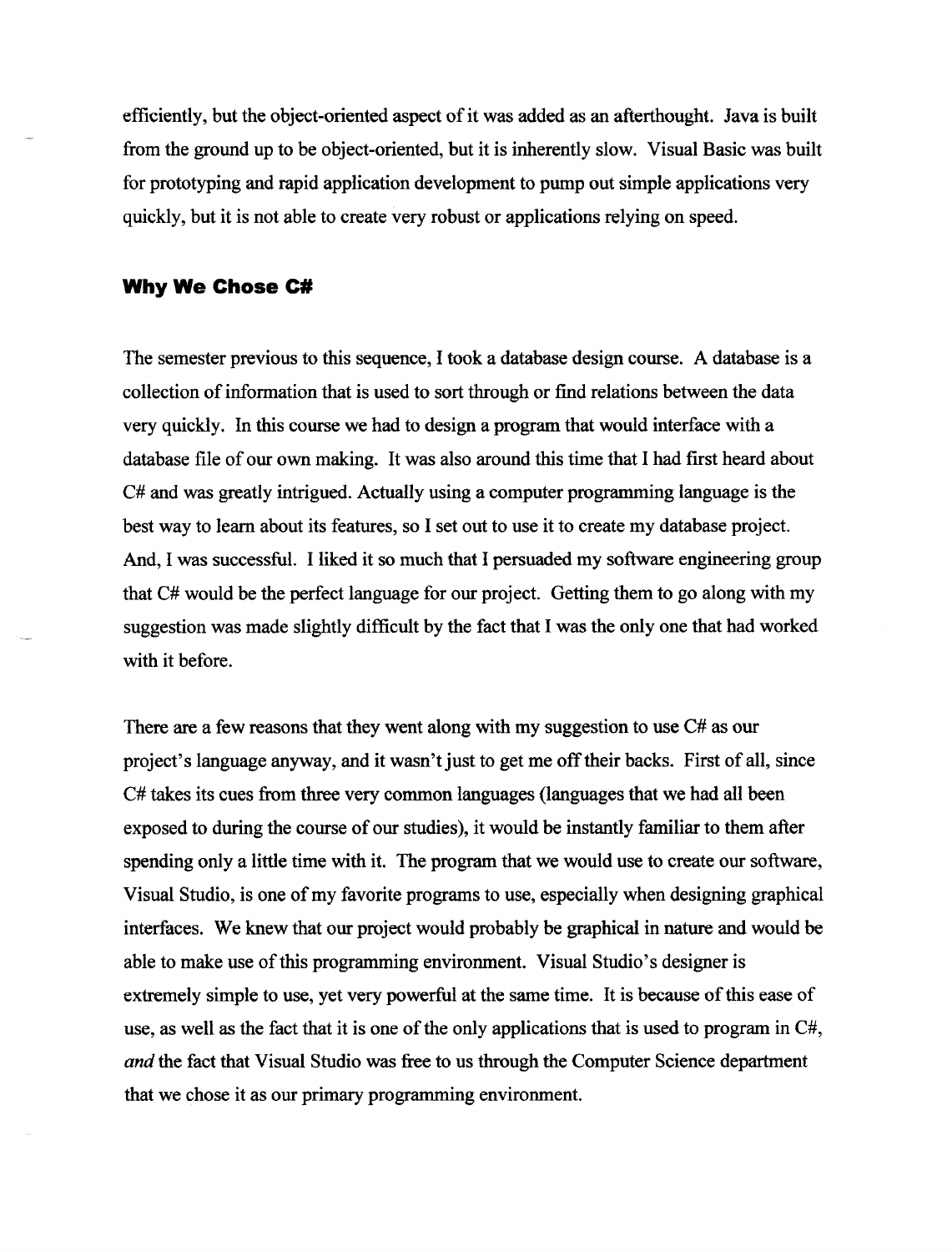efficiently, but the object-oriented aspect of it was added as an afterthought. Java is built from the ground up to be object-oriented, but it is inherently slow. Visual Basic was built for prototyping and rapid application development to pump out simple applications very quickly, but it is not able to create very robust or applications relying on speed.

## Why We Chose C#

The semester previous to this sequence, I took a database design course. A database is a collection of information that is used to sort through or find relations between the data very quickly. In this course we had to design a program that would interface with a database file of our own making. It was also around this time that I had first heard about C# and was greatly intrigued. Actually using a computer programming language is the best way to learn about its features, so I set out to use it to create my database project. And, I was successful. I liked it so much that I persuaded my software engineering group that C# would be the perfect language for our project. Getting them to go along with my suggestion was made slightly difficult by the fact that I was the only one that had worked with it before.

There are a few reasons that they went along with my suggestion to use C# as our project's language anyway, and it wasn't just to get me off their backs. First of all, since C# takes its cues from three very common languages (languages that we had all been exposed to during the course of our studies), it would be instantly familiar to them after spending only a little time with it. The program that we would use to create our software, Visual Studio, is one of my favorite programs to use, especially when designing graphical interfaces. We knew that our project would probably be graphical in nature and would be able to make use of this programming environment. Visual Studio's designer is extremely simple to use, yet very powerful at the same time. It is because of this ease of use, as well as the fact that it is one of the only applications that is used to program in C#, *and* the fact that Visual Studio was free to us through the Computer Science department that we chose it as our primary programming environment.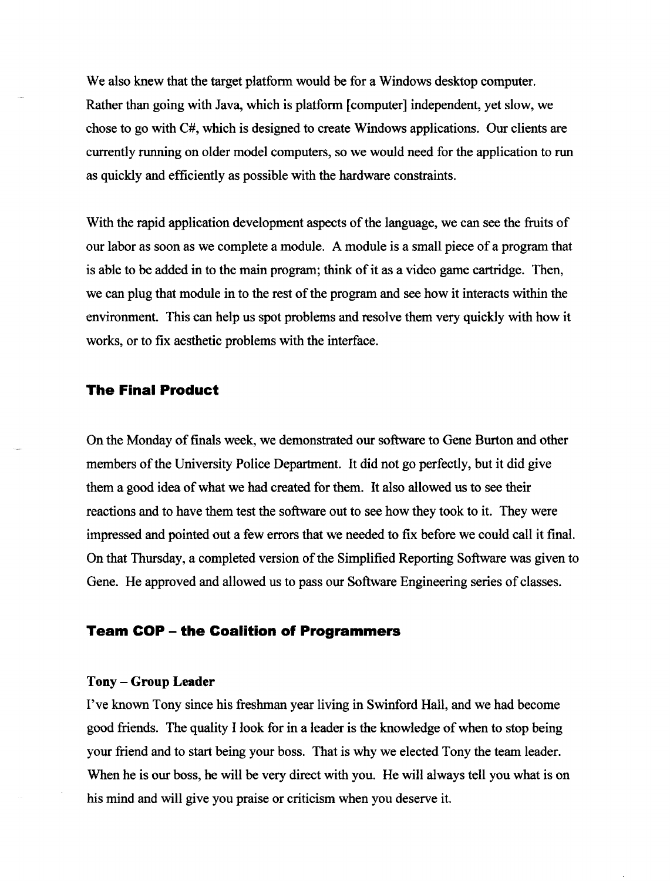We also knew that the target platform would be for a Windows desktop computer. Rather than going with Java, which is platform [computer] independent, yet slow, we chose to go with C#, which is designed to create Windows applications. Our clients are currently running on older model computers, so we would need for the application to run as quickly and efficiently as possible with the hardware constraints.

With the rapid application development aspects of the language, we can see the fruits of our labor as soon as we complete a module. A module is a small piece of a program that is able to be added in to the main program; think of it as a video game cartridge. Then, we can plug that module in to the rest of the program and see how it interacts within the environment. This can help us spot problems and resolve them very quickly with how it works, or to fix aesthetic problems with the interface.

## The Final Product

On the Monday of finals week, we demonstrated our software to Gene Burton and other members of the University Police Department. It did not go perfectly, but it did give them a good idea of what we had created for them. It also allowed us to see their reactions and to have them test the software out to see how they took to it. They were impressed and pointed out a few errors that we needed to fix before we could call it final. On that Thursday, a completed version of the Simplified Reporting Software was given to Gene. He approved and allowed us to pass our Software Engineering series of classes.

## Team COP – the Coalition of Programmers

### Tony – Group Leader

I've known Tony since his freshman year living in Swinford Hall, and we had become good friends. The quality I look for in a leader is the knowledge of when to stop being your friend and to start being your boss. That is why we elected Tony the team leader. When he is our boss, he will be very direct with you. He will always tell you what is on his mind and will give you praise or criticism when you deserve it.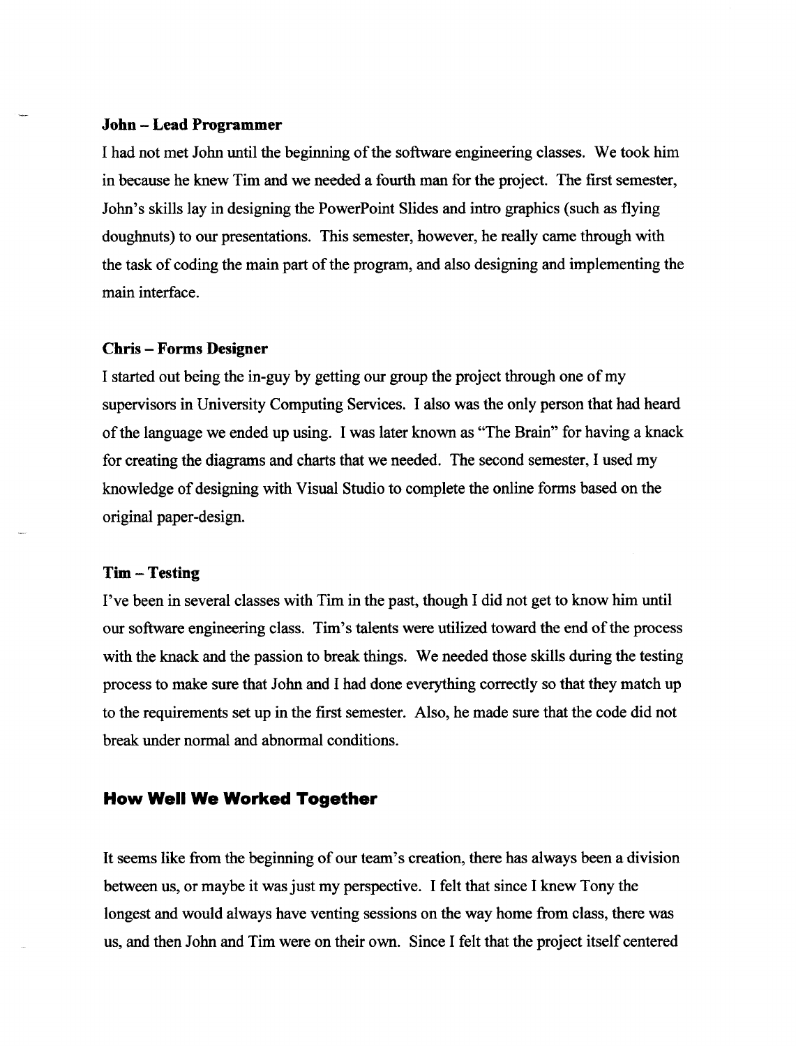**John – Lead Programmer**

I had not met John until the beginning of the software engineering classes. We took him in because he knew Tim and we needed a fourth man for the project. The first semester, John's skills lay in designing the PowerPoint Slides and intro graphics (such as flying doughnuts) to our presentations. This semester, however, he really came through with the task of coding the main part of the program, and also designing and implementing the main interface.

**Chris – Forms Designer**

I started out being the in-guy by getting our group the project through one of my supervisors in University Computing Services. I also was the only person that had heard of the language we ended up using. I was later known as "The Brain" for having a knack for creating the diagrams and charts that we needed. The second semester, I used my knowledge of designing with Visual Studio to complete the online forms based on the original paper-design.

**Tim – Testing**

I've been in several classes with Tim in the past, though I did not get to know him until our software engineering class. Tim's talents were utilized toward the end of the process with the knack and the passion to break things. We needed those skills during the testing process to make sure that John and I had done everything correctly so that they match up to the requirements set up in the first semester. Also, he made sure that the code did not break under normal and abnormal conditions.

## How Well We Worked Together

It seems like from the beginning of our team's creation, there has always been a division between us, or maybe it was just my perspective. I felt that since I knew Tony the longest and would always have venting sessions on the way home from class, there was us, and then John and Tim were on their own. Since I felt that the project itself centered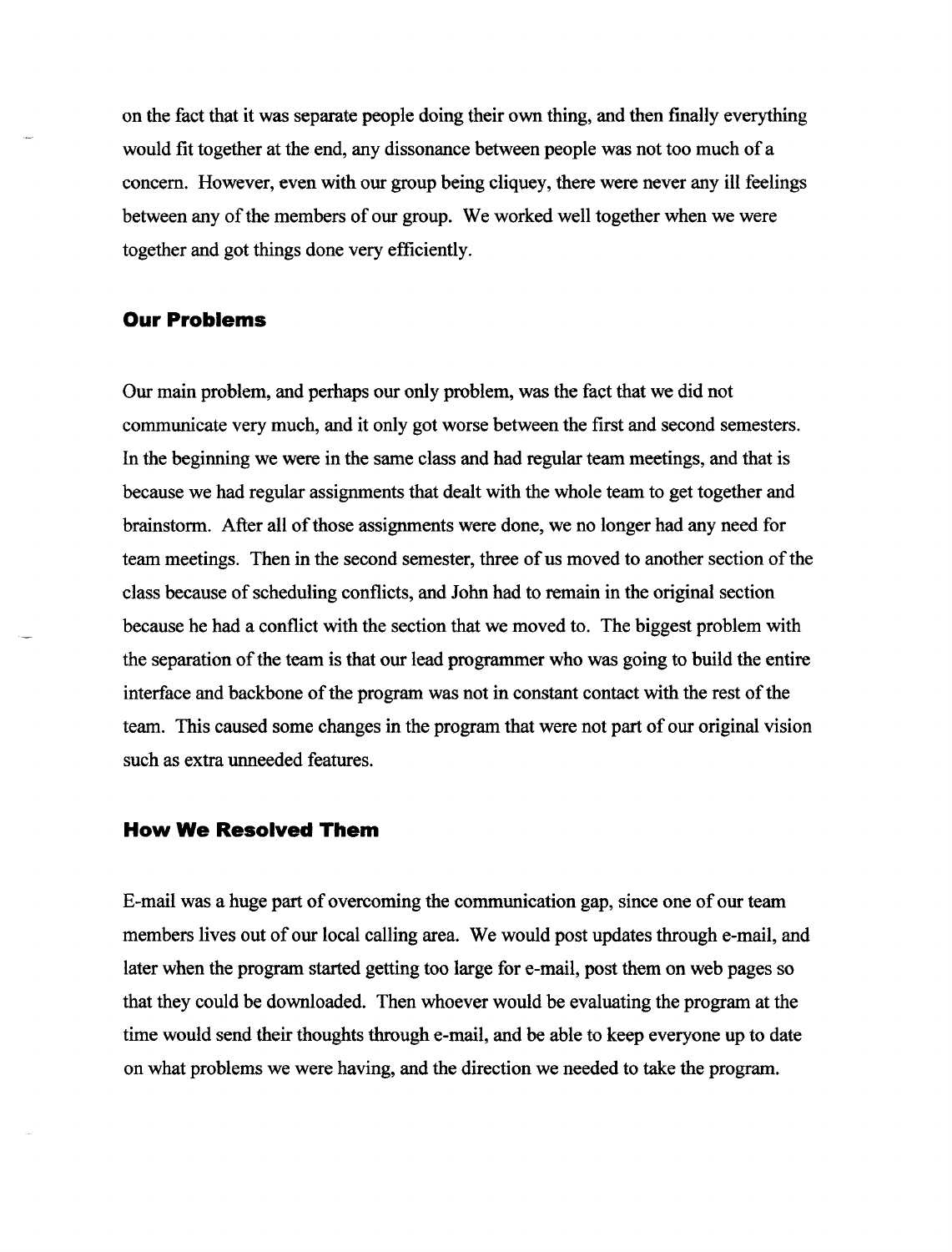on the fact that it was separate people doing their own thing, and then finally everything would fit together at the end, any dissonance between people was not too much of a concern. However, even with our group being cliquey, there were never any ill feelings between any of the members of our group. We worked well together when we were together and got things done very efficiently.

### Our Problems

Our main problem, and perhaps our only problem, was the fact that we did not communicate very much, and it only got worse between the first and second semesters. In the beginning we were in the same class and had regular team meetings, and that is because we had regular assignments that dealt with the whole team to get together and brainstorm. After all of those assignments were done, we no longer had any need for team meetings. Then in the second semester, three of us moved to another section of the class because of scheduling conflicts, and John had to remain in the original section because he had a conflict with the section that we moved to. The biggest problem with the separation of the team is that our lead programmer who was going to build the entire interface and backbone of the program was not in constant contact with the rest of the team. This caused some changes in the program that were not part of our original vision such as extra unneeded features.

### How We Resolved Them

E-mail was a huge part of overcoming the communication gap, since one of our team members lives out of our local calling area. We would post updates through e-mail, and later when the program started getting too large for e-mail, post them on web pages so that they could be downloaded. Then whoever would be evaluating the program at the time would send their thoughts through e-mail, and be able to keep everyone up to date on what problems we were having, and the direction we needed to take the program.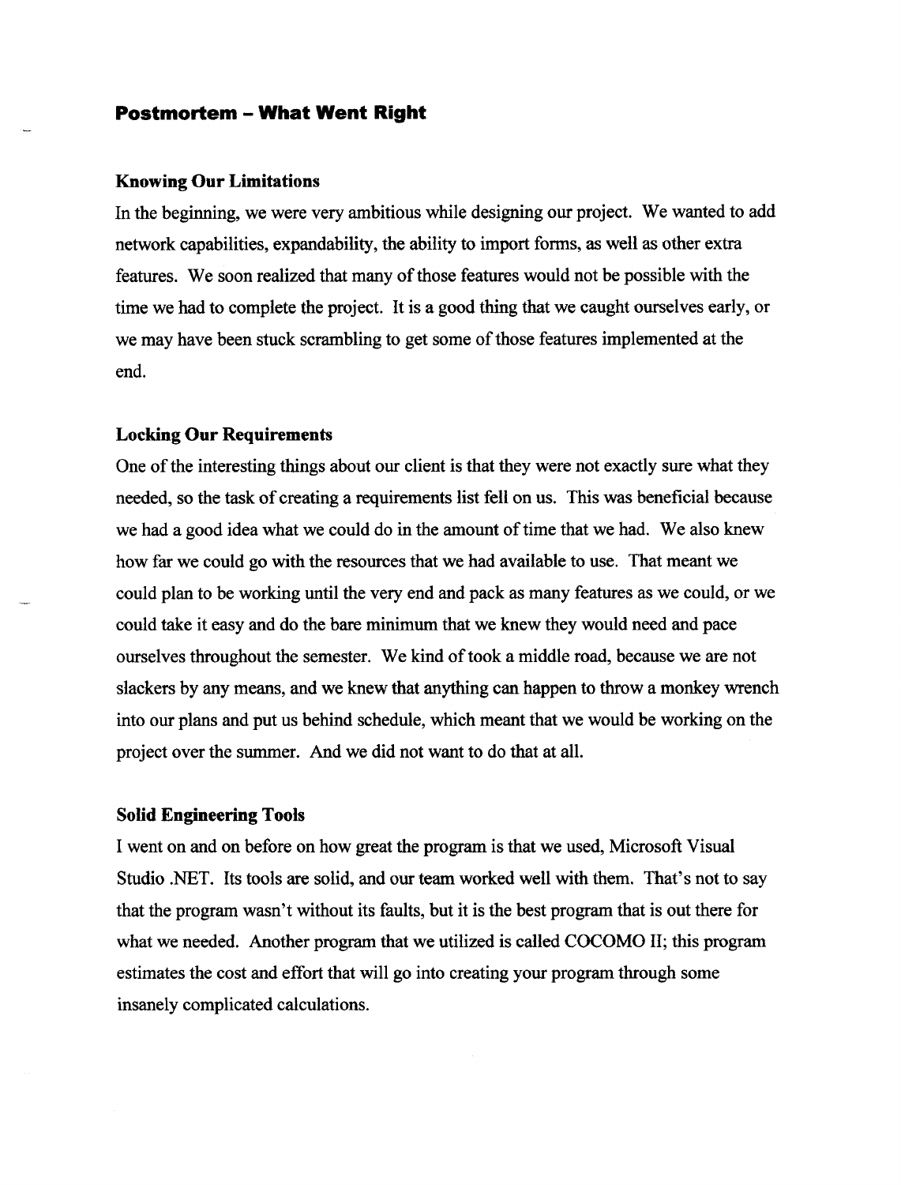## Postmortem – What Went Right

### Knowing Our Limitations

In the beginning, we were very ambitious while designing our project. We wanted to add network capabilities, expandability, the ability to import forms, as well as other extra features. We soon realized that many of those features would not be possible with the time we had to complete the project. It is a good thing that we caught ourselves early, or we may have been stuck scrambling to get some of those features implemented at the end.

### Locking Our Requirements

One of the interesting things about our client is that they were not exactly sure what they needed, so the task of creating a requirements list fell on us. This was beneficial because we had a good idea what we could do in the amount of time that we had. We also knew how far we could go with the resources that we had available to use. That meant we could plan to be working until the very end and pack as many features as we could, or we could take it easy and do the bare minimum that we knew they would need and pace ourselves throughout the semester. We kind of took a middle road, because we are not slackers by any means, and we knew that anything can happen to throw a monkey wrench into our plans and put us behind schedule, which meant that we would be working on the project over the summer. And we did not want to do that at all.

### Solid Engineering Tools

I went on and on before on how great the program is that we used, Microsoft Visual Studio .NET. Its tools are solid, and our team worked well with them. That's not to say that the program wasn't without its faults, but it is the best program that is out there for what we needed. Another program that we utilized is called COCOMO II; this program estimates the cost and effort that will go into creating your program through some insanely complicated calculations.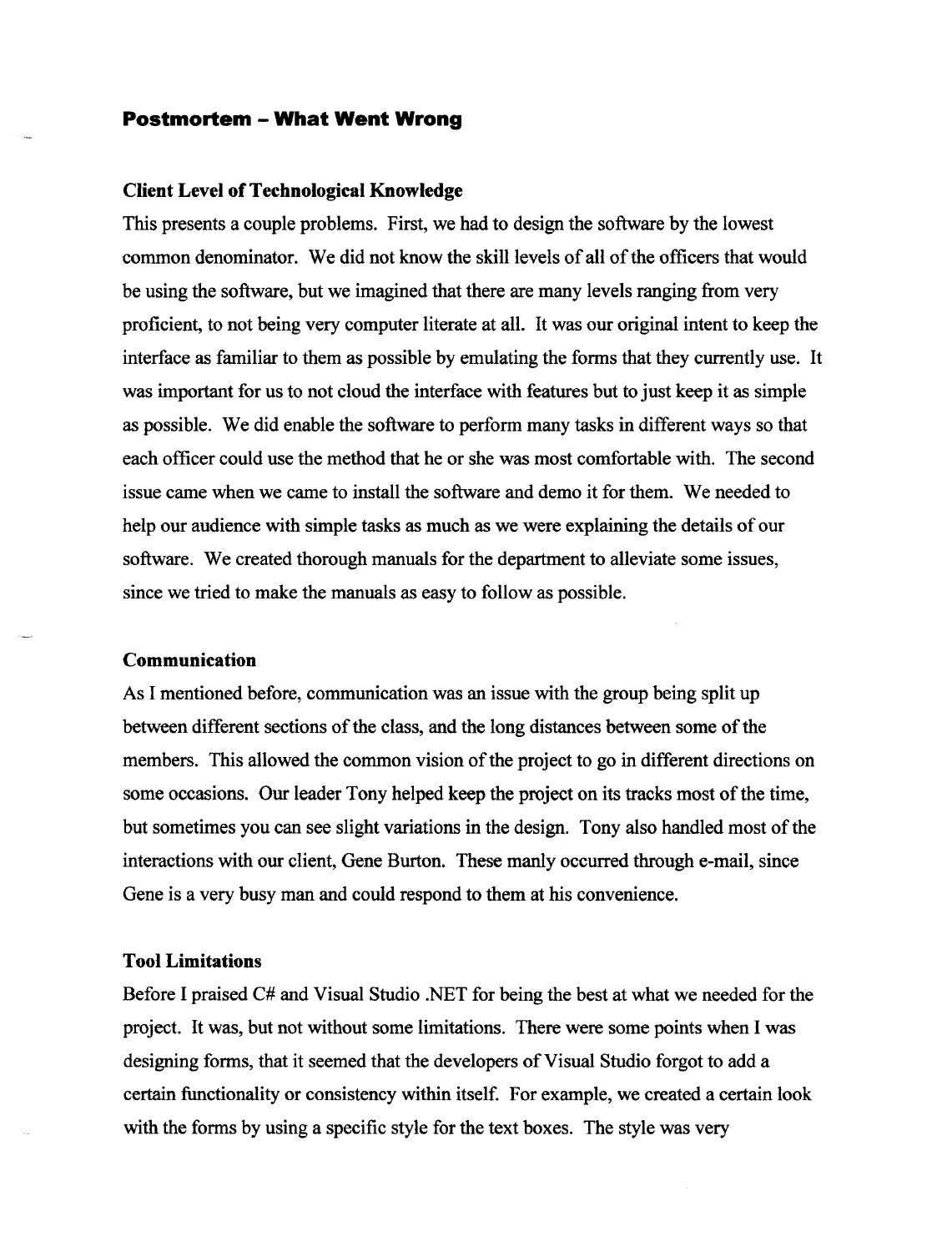## Postmortem – What Went Wrong

### Client Level of Technological Knowledge

This presents a couple problems. First, we had to design the software by the lowest common denominator. We did not know the skill levels of all of the officers that would be using the software, but we imagined that there are many levels ranging from very proficient, to not being very computer literate at all. It was our original intent to keep the interface as familiar to them as possible by emulating the forms that they currently use. It was important for us to not cloud the interface with features but to just keep it as simple as possible. We did enable the software to perform many tasks in different ways so that each officer could use the method that he or she was most comfortable with. The second issue came when we came to install the software and demo it for them. We needed to help our audience with simple tasks as much as we were explaining the details of our software. We created thorough manuals for the department to alleviate some issues, since we tried to make the manuals as easy to follow as possible.

### Communication

As I mentioned before, communication was an issue with the group being split up between different sections of the class, and the long distances between some of the members. This allowed the common vision of the project to go in different directions on some occasions. Our leader Tony helped keep the project on its tracks most of the time, but sometimes you can see slight variations in the design. Tony also handled most of the interactions with our client, Gene Burton. These manly occurred through e-mail, since Gene is a very busy man and could respond to them at his convenience.

### Tool Limitations

Before I praised C# and Visual Studio .NET for being the best at what we needed for the project. It was, but not without some limitations. There were some points when I was designing forms, that it seemed that the developers of Visual Studio forgot to add a certain functionality or consistency within itself. For example, we created a certain look with the forms by using a specific style for the text boxes. The style was very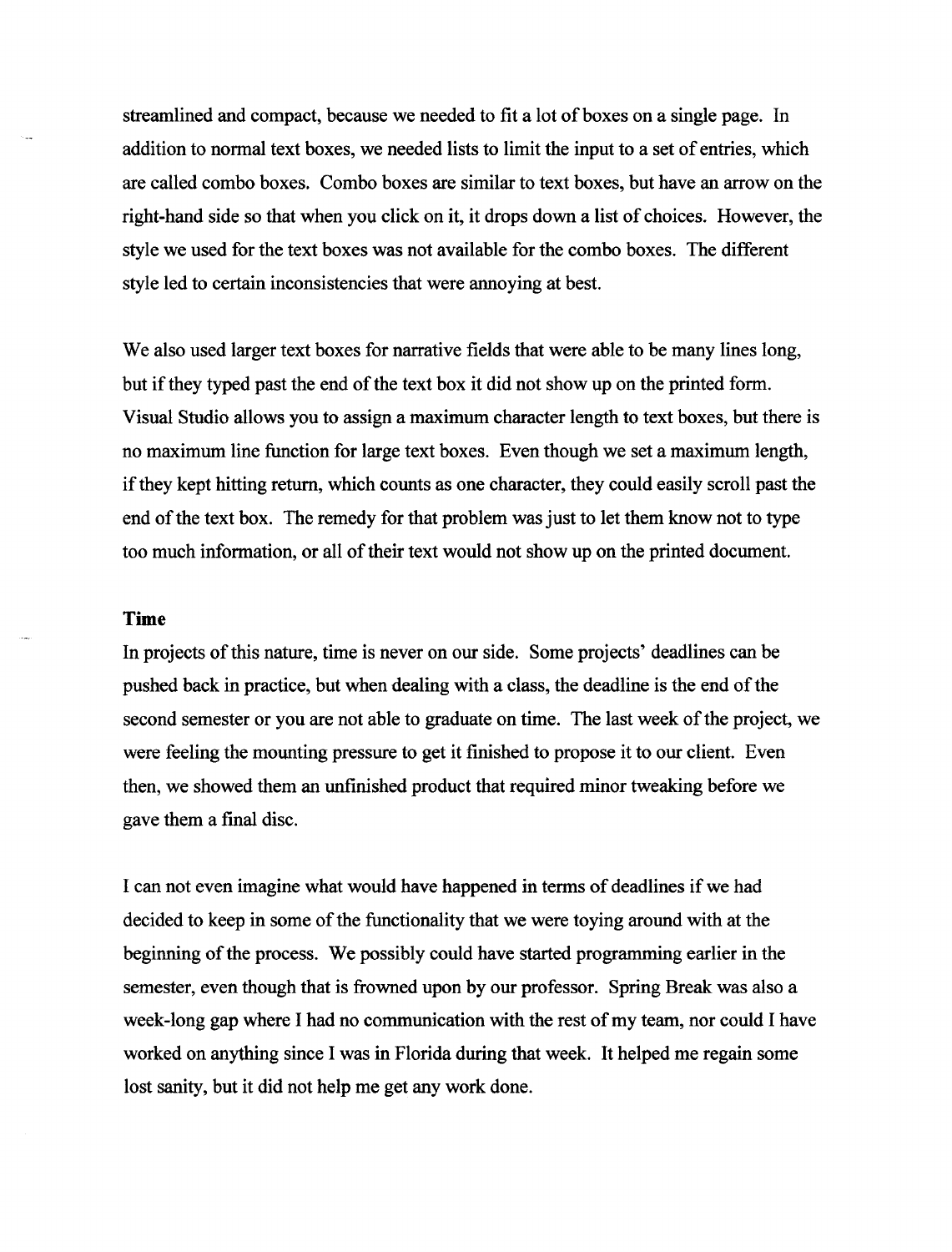streamlined and compact, because we needed to fit a lot of boxes on a single page. In addition to normal text boxes, we needed lists to limit the input to a set of entries, which are called combo boxes. Combo boxes are similar to text boxes, but have an arrow on the right-hand side so that when you click on it, it drops down a list of choices. However, the style we used for the text boxes was not available for the combo boxes. The different style led to certain inconsistencies that were annoying at best.

We also used larger text boxes for narrative fields that were able to be many lines long, but if they typed past the end of the text box it did not show up on the printed form. Visual Studio allows you to assign a maximum character length to text boxes, but there is no maximum line function for large text boxes. Even though we set a maximum length, if they kept hitting return, which counts as one character, they could easily scroll past the end of the text box. The remedy for that problem was just to let them know not to type too much information, or all of their text would not show up on the printed document.

### Time

In projects of this nature, time is never on our side. Some projects' deadlines can be pushed back in practice, but when dealing with a class, the deadline is the end of the second semester or you are not able to graduate on time. The last week of the project, we were feeling the mounting pressure to get it finished to propose it to our client. Even then, we showed them an unfinished product that required minor tweaking before we gave them a final disc.

I can not even imagine what would have happened in terms of deadlines if we had decided to keep in some of the functionality that we were toying around with at the beginning of the process. We possibly could have started programming earlier in the semester, even though that is frowned upon by our professor. Spring Break was also a week-long gap where I had no communication with the rest of my team, nor could I have worked on anything since I was in Florida during that week. It helped me regain some lost sanity, but it did not help me get any work done.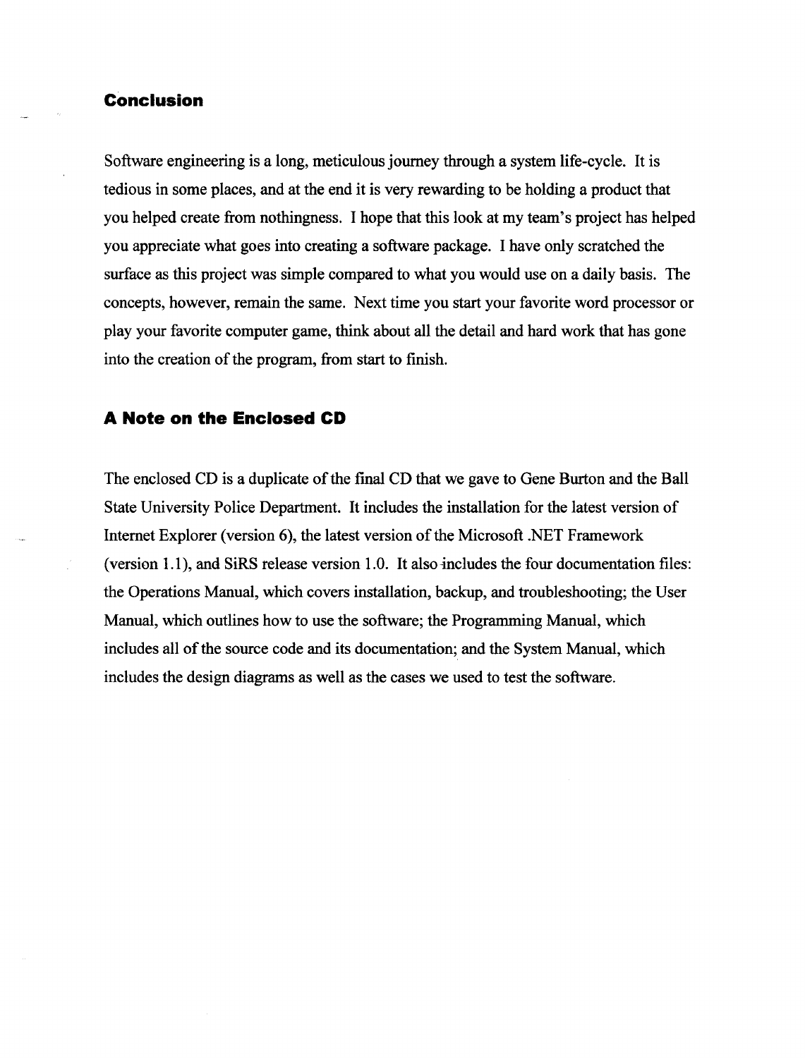## Conclusion

Software engineering is a long, meticulous journey through a system life-cycle. It is tedious in some places, and at the end it is very rewarding to be holding a product that you helped create from nothingness. I hope that this look at my team's project has helped you appreciate what goes into creating a software package. I have only scratched the surface as this project was simple compared to what you would use on a daily basis. The concepts, however, remain the same. Next time you start your favorite word processor or play your favorite computer game, think about all the detail and hard work that has gone into the creation of the program, from start to finish.

## A Note on the Enclosed CD

The enclosed CD is a duplicate of the final CD that we gave to Gene Burton and the Ball State University Police Department. It includes the installation for the latest version of Internet Explorer (version 6), the latest version of the Microsoft .NET Framework (version 1.1), and SiRS release version 1.0. It also includes the four documentation files: the Operations Manual, which covers installation, backup, and troubleshooting; the User Manual, which outlines how to use the software; the Programming Manual, which includes all of the source code and its documentation; and the System Manual, which includes the design diagrams as well as the cases we used to test the software.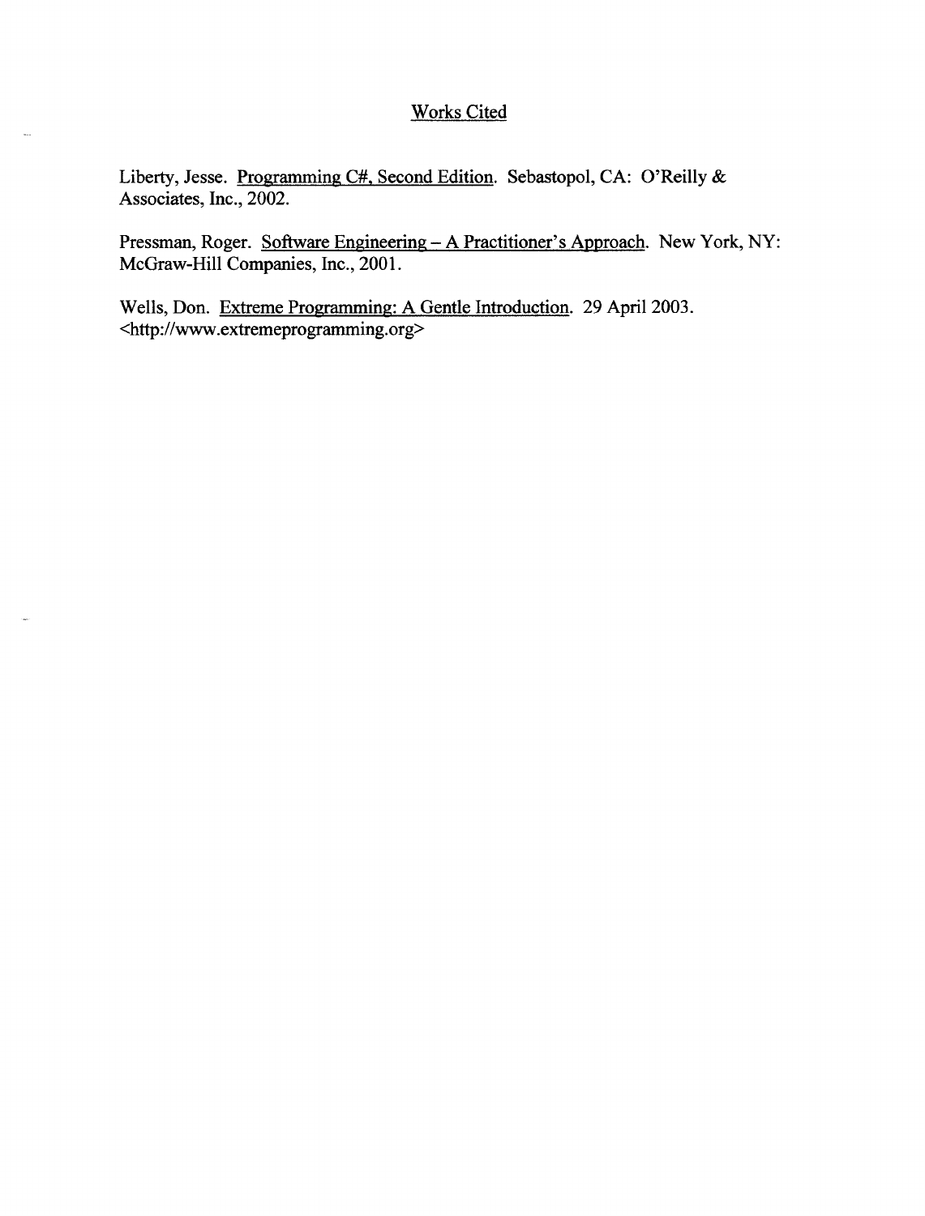## Works Cited

Liberty, Jesse. Programming C#, Second Edition. Sebastopol, CA: O'Reilly & Associates, Inc., 2002.

Pressman, Roger. Software Engineering – A Practitioner's Approach. New York, NY: McGraw-Hill Companies, Inc., 2001.

Wells, Don. Extreme Programming: A Gentle Introduction. 29 April 2003. <http://www.extremeprogramming.org>